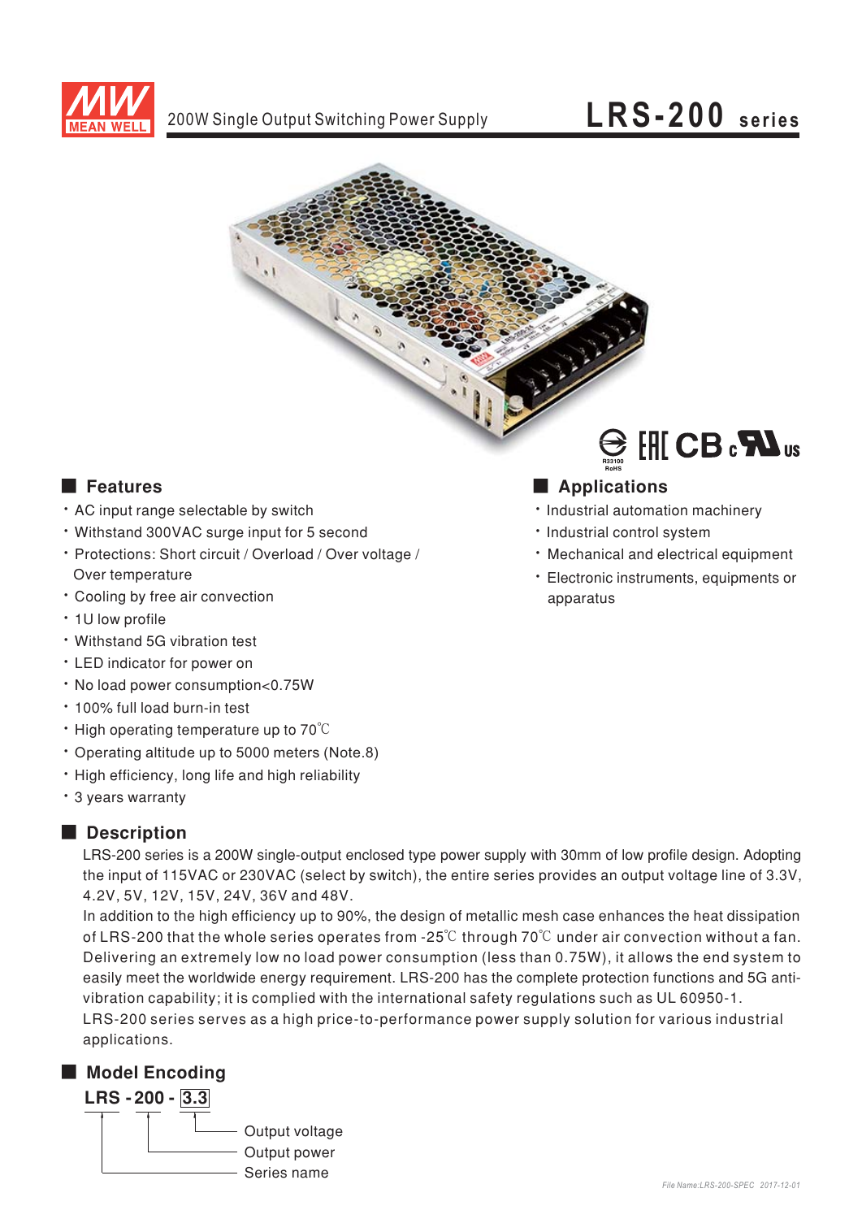# LRS-200 series

200W Single Output Switching Power Supply

## Features

- AC input range selectable by switch
- Withstand 300VAC surge input for 5 second
- Protections: Short circuit / Overload / Over voltage / Over temperature
- Cooling by free air convection
- 1U low profile
- Withstand 5G vibration test
- LED indicator for power on
- No load power consumption<0.75W
- 100% full load burn-in test
- High operating temperature up to 70℃
- Operating altitude up to 5000 meters (Note.8)
- High efficiency, long life and high reliability
- 3 years warranty

## Applications

- Industrial automation machinery
- Industrial control system
- Mechanical and electrical equipment
- Electronic instruments, equipments or apparatus

## Description

LRS-200 series is a 200W single-output enclosed type power supply with 30mm of low profile design. Adopting the input of 115VAC or 230VAC (select by switch), the entire series provides an output voltage line of 3.3V, 4.2V, 5V, 12V, 15V, 24V, 36V and 48V.

In addition to the high efficiency up to 90%, the design of metallic mesh case enhances the heat dissipation of LRS-200 that the whole series operates from -25℃ through 70℃ under air convection without a fan. Delivering an extremely low no load power consumption (less than 0.75W), it allows the end system to easily meet the worldwide energy requirement. LRS-200 has the complete protection functions and 5G anti-vibration capability; it is complied with the international safety regulations such as UL 60950-1.

LRS-200 series serves as a high price-to-performance power supply solution for various industrial applications.

## Model Encoding

**LRS - 200 - 3.3**

- 3.3: Output voltage
- 200: Output power
- LRS: Series name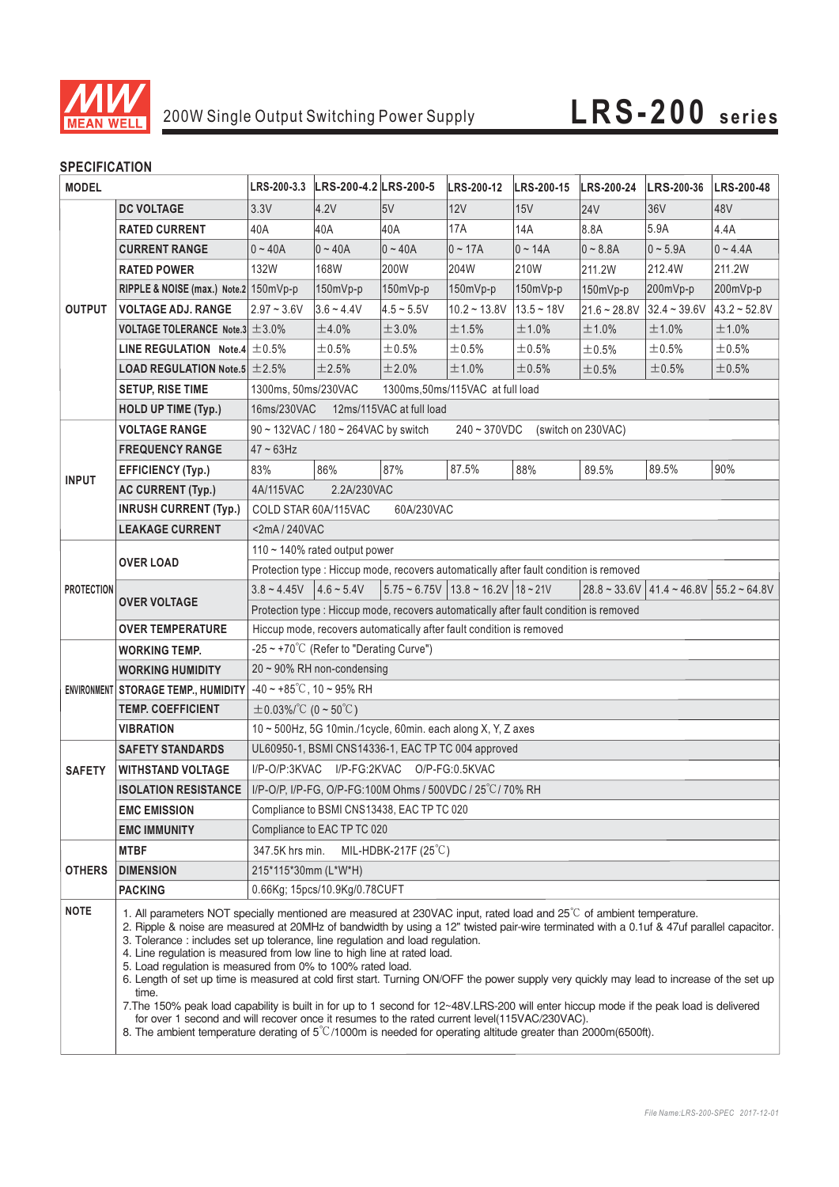200W Single Output Switching Power Supply

# LRS-200 series

## SPECIFICATION

| MODEL | | LRS-200-3.3 | LRS-200-4.2 | LRS-200-5 | LRS-200-12 | LRS-200-15 | LRS-200-24 | LRS-200-36 | LRS-200-48 |
|---|---|---|---|---|---|---|---|---|---|
| OUTPUT | DC VOLTAGE | 3.3V | 4.2V | 5V | 12V | 15V | 24V | 36V | 48V |
| | RATED CURRENT | 40A | 40A | 40A | 17A | 14A | 8.8A | 5.9A | 4.4A |
| | CURRENT RANGE | 0 ~ 40A | 0 ~ 40A | 0 ~ 40A | 0 ~ 17A | 0 ~ 14A | 0 ~ 8.8A | 0 ~ 5.9A | 0 ~ 4.4A |
| | RATED POWER | 132W | 168W | 200W | 204W | 210W | 211.2W | 212.4W | 211.2W |
| | RIPPLE & NOISE (max.) Note.2 | 150mVp-p | 150mVp-p | 150mVp-p | 150mVp-p | 150mVp-p | 150mVp-p | 200mVp-p | 200mVp-p |
| | VOLTAGE ADJ. RANGE | 2.97 ~ 3.6V | 3.6 ~ 4.4V | 4.5 ~ 5.5V | 10.2 ~ 13.8V | 13.5 ~ 18V | 21.6 ~ 28.8V | 32.4 ~ 39.6V | 43.2 ~ 52.8V |
| | VOLTAGE TOLERANCE Note.3 | ±3.0% | ±4.0% | ±3.0% | ±1.5% | ±1.0% | ±1.0% | ±1.0% | ±1.0% |
| | LINE REGULATION Note.4 | ±0.5% | ±0.5% | ±0.5% | ±0.5% | ±0.5% | ±0.5% | ±0.5% | ±0.5% |
| | LOAD REGULATION Note.5 | ±2.5% | ±2.5% | ±2.0% | ±1.0% | ±0.5% | ±0.5% | ±0.5% | ±0.5% |
| | SETUP, RISE TIME | 1300ms, 50ms/230VAC &nbsp;&nbsp; 1300ms,50ms/115VAC at full load | | | | | | | |
| | HOLD UP TIME (Typ.) | 16ms/230VAC &nbsp;&nbsp; 12ms/115VAC at full load | | | | | | | |
| INPUT | VOLTAGE RANGE | 90 ~ 132VAC / 180 ~ 264VAC by switch &nbsp;&nbsp; 240 ~ 370VDC &nbsp;&nbsp; (switch on 230VAC) | | | | | | | |
| | FREQUENCY RANGE | 47 ~ 63Hz | | | | | | | |
| | EFFICIENCY (Typ.) | 83% | 86% | 87% | 87.5% | 88% | 89.5% | 89.5% | 90% |
| | AC CURRENT (Typ.) | 4A/115VAC &nbsp;&nbsp; 2.2A/230VAC | | | | | | | |
| | INRUSH CURRENT (Typ.) | COLD STAR 60A/115VAC &nbsp;&nbsp; 60A/230VAC | | | | | | | |
| | LEAKAGE CURRENT | <2mA / 240VAC | | | | | | | |
| PROTECTION | OVER LOAD | 110 ~ 140% rated output power | | | | | | | |
| | | Protection type : Hiccup mode, recovers automatically after fault condition is removed | | | | | | | |
| | OVER VOLTAGE | 3.8 ~ 4.45V | 4.6 ~ 5.4V | 5.75 ~ 6.75V | 13.8 ~ 16.2V | 18 ~ 21V | 28.8 ~ 33.6V | 41.4 ~ 46.8V | 55.2 ~ 64.8V |
| | | Protection type : Hiccup mode, recovers automatically after fault condition is removed | | | | | | | |
| | OVER TEMPERATURE | Hiccup mode, recovers automatically after fault condition is removed | | | | | | | |
| ENVIRONMENT | WORKING TEMP. | -25 ~ +70℃ (Refer to "Derating Curve") | | | | | | | |
| | WORKING HUMIDITY | 20 ~ 90% RH non-condensing | | | | | | | |
| | STORAGE TEMP., HUMIDITY | -40 ~ +85℃, 10 ~ 95% RH | | | | | | | |
| | TEMP. COEFFICIENT | ±0.03%/℃ (0 ~ 50℃) | | | | | | | |
| | VIBRATION | 10 ~ 500Hz, 5G 10min./1cycle, 60min. each along X, Y, Z axes | | | | | | | |
| SAFETY | SAFETY STANDARDS | UL60950-1, BSMI CNS14336-1, EAC TP TC 004 approved | | | | | | | |
| | WITHSTAND VOLTAGE | I/P-O/P:3KVAC &nbsp;&nbsp; I/P-FG:2KVAC &nbsp;&nbsp; O/P-FG:0.5KVAC | | | | | | | |
| | ISOLATION RESISTANCE | I/P-O/P, I/P-FG, O/P-FG:100M Ohms / 500VDC / 25℃/ 70% RH | | | | | | | |
| | EMC EMISSION | Compliance to BSMI CNS13438, EAC TP TC 020 | | | | | | | |
| | EMC IMMUNITY | Compliance to EAC TP TC 020 | | | | | | | |
| OTHERS | MTBF | 347.5K hrs min. &nbsp;&nbsp; MIL-HDBK-217F (25℃) | | | | | | | |
| | DIMENSION | 215*115*30mm (L*W*H) | | | | | | | |
| | PACKING | 0.66Kg; 15pcs/10.9Kg/0.78CUFT | | | | | | | |

**NOTE**

1. All parameters NOT specially mentioned are measured at 230VAC input, rated load and 25℃ of ambient temperature.
2. Ripple & noise are measured at 20MHz of bandwidth by using a 12" twisted pair-wire terminated with a 0.1uf & 47uf parallel capacitor.
3. Tolerance : includes set up tolerance, line regulation and load regulation.
4. Line regulation is measured from low line to high line at rated load.
5. Load regulation is measured from 0% to 100% rated load.
6. Length of set up time is measured at cold first start. Turning ON/OFF the power supply very quickly may lead to increase of the set up time.
7. The 150% peak load capability is built in for up to 1 second for 12~48V.LRS-200 will enter hiccup mode if the peak load is delivered for over 1 second and will recover once it resumes to the rated current level(115VAC/230VAC).
8. The ambient temperature derating of 5℃/1000m is needed for operating altitude greater than 2000m(6500ft).

File Name:LRS-200-SPEC 2017-12-01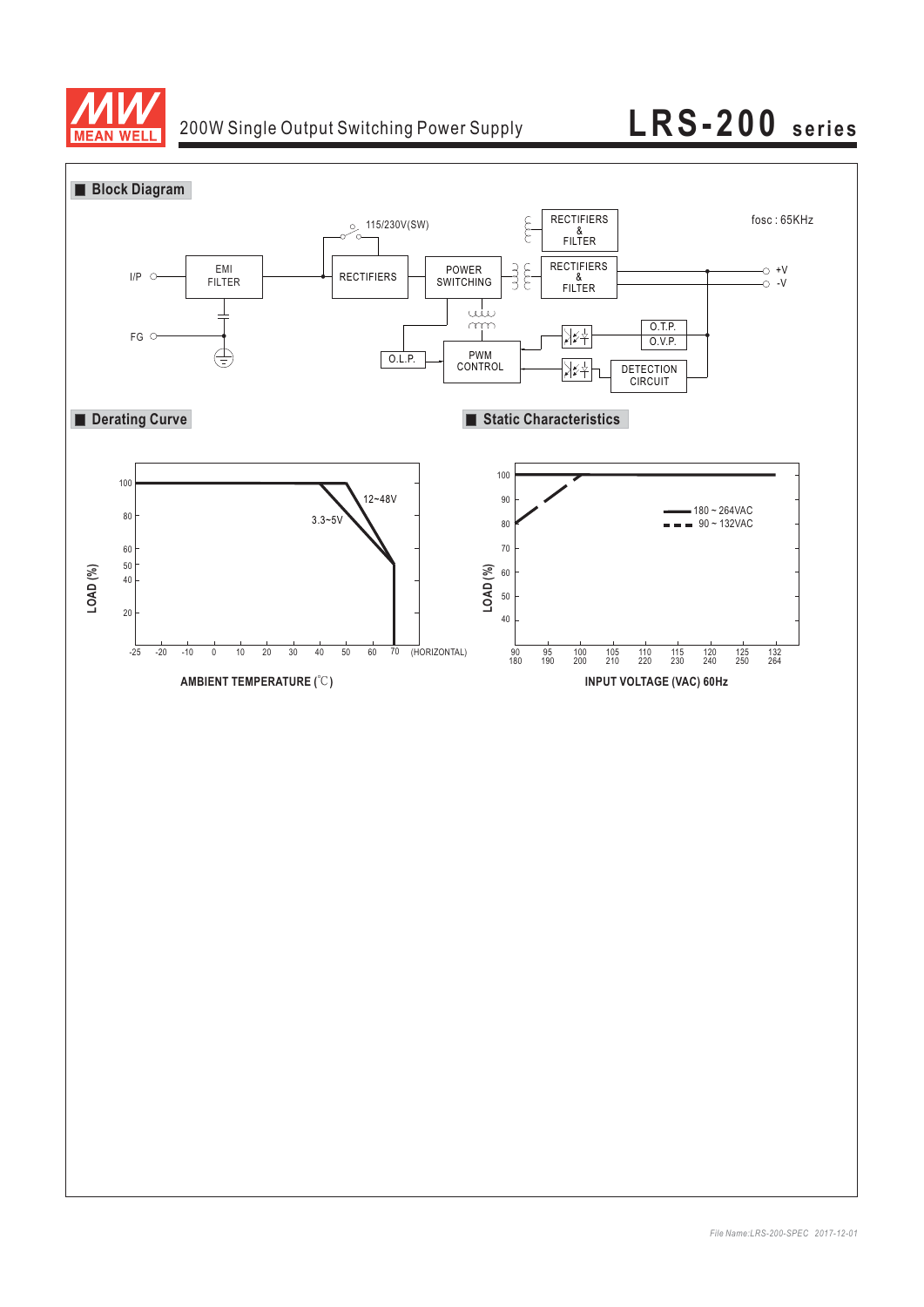## Block Diagram

fosc : 65KHz

I/P, FG, EMI FILTER, 115/230V(SW), RECTIFIERS, POWER SWITCHING, RECTIFIERS & FILTER, RECTIFIERS & FILTER, +V, -V, O.L.P., PWM CONTROL, O.T.P., O.V.P., DETECTION CIRCUIT

## Derating Curve

LOAD (%): 100, 80, 60, 50, 40, 20

AMBIENT TEMPERATURE (℃): -25, -20, -10, 0, 10, 20, 30, 40, 50, 60, 70 (HORIZONTAL)

12~48V

3.3~5V

## Static Characteristics

LOAD (%): 100, 90, 80, 70, 60, 50, 40

INPUT VOLTAGE (VAC) 60Hz: 90/180, 95/190, 100/200, 105/210, 110/220, 115/230, 120/240, 125/250, 132/264

180 ~ 264VAC

90 ~ 132VAC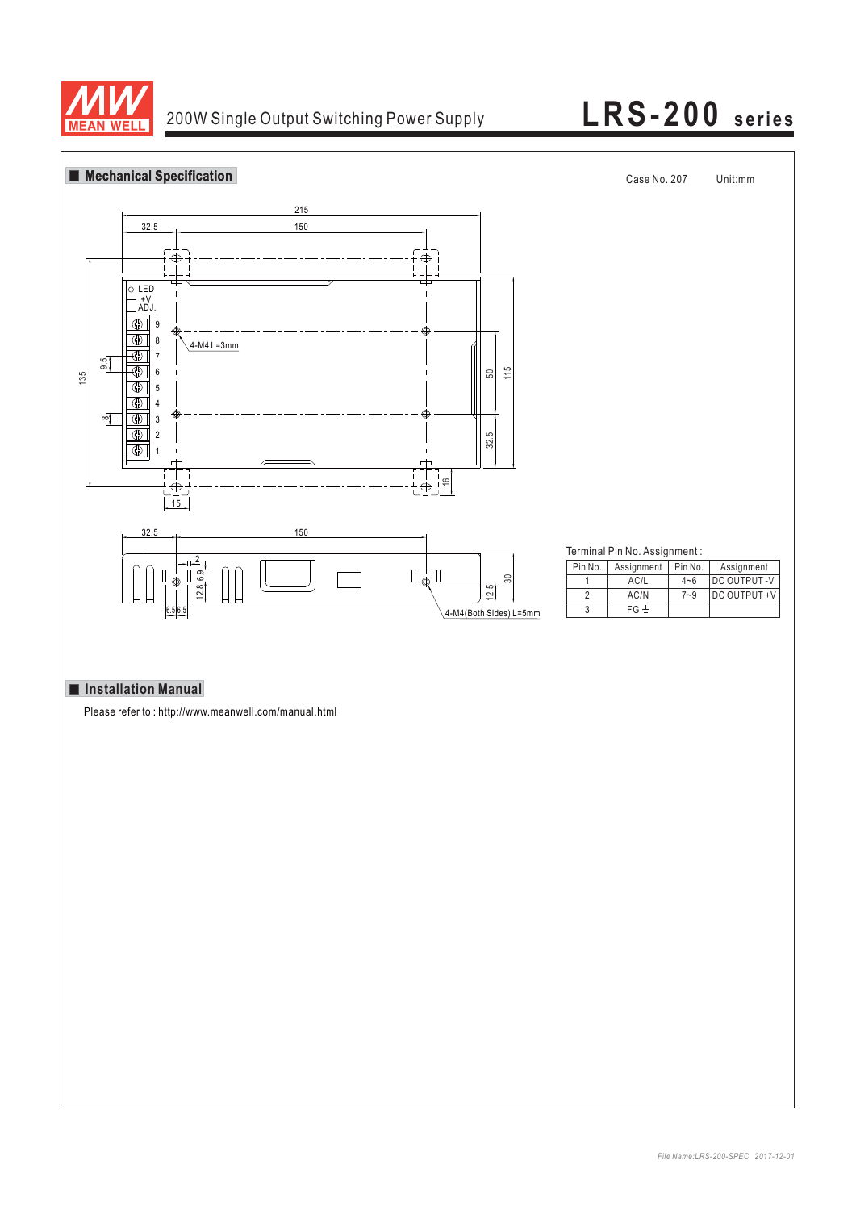## Mechanical Specification

Case No. 207 Unit:mm

215
32.5
150
LED
+V ADJ.
9
8
7
6
5
4
3
2
1
4-M4 L=3mm
9.5
8
135
50
115
32.5
16
15

32.5
150
2
6.9
12.8
6.5 6.5
12.5
30
4-M4(Both Sides) L=5mm

Terminal Pin No. Assignment :

| Pin No. | Assignment | Pin No. | Assignment |
|---|---|---|---|
| 1 | AC/L | 4~6 | DC OUTPUT -V |
| 2 | AC/N | 7~9 | DC OUTPUT +V |
| 3 | FG ⏚ | | |

## Installation Manual

Please refer to : http://www.meanwell.com/manual.html